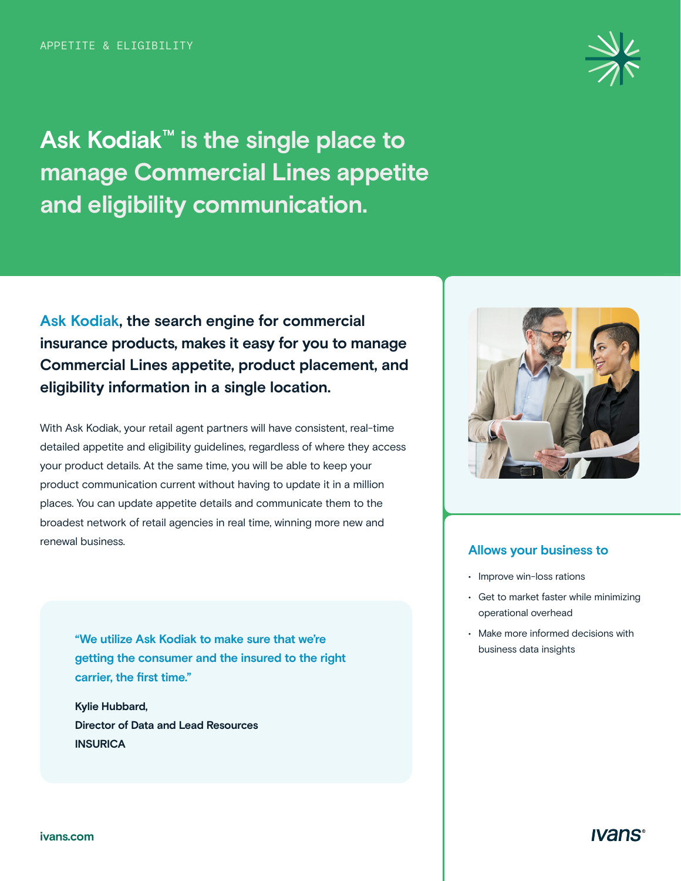APPETITE & ELIGIBILITY

# Ask Kodiak™ is the single place to manage Commercial Lines appetite and eligibility communication.

**Ask Kodiak, the search engine for commercial insurance products, makes it easy for you to manage Commercial Lines appetite, product placement, and eligibility information in a single location.**

With Ask Kodiak, your retail agent partners will have consistent, real-time detailed appetite and eligibility guidelines, regardless of where they access your product details. At the same time, you will be able to keep your product communication current without having to update it in a million places. You can update appetite details and communicate them to the broadest network of retail agencies in real time, winning more new and renewal business.

> "We utilize Ask Kodiak to make sure that we're getting the consumer and the insured to the right carrier, the first time."
>
> **Kylie Hubbard,**
> **Director of Data and Lead Resources**
> **INSURICA**

### Allows your business to

- Improve win-loss rations
- Get to market faster while minimizing operational overhead
- Make more informed decisions with business data insights

ivans.com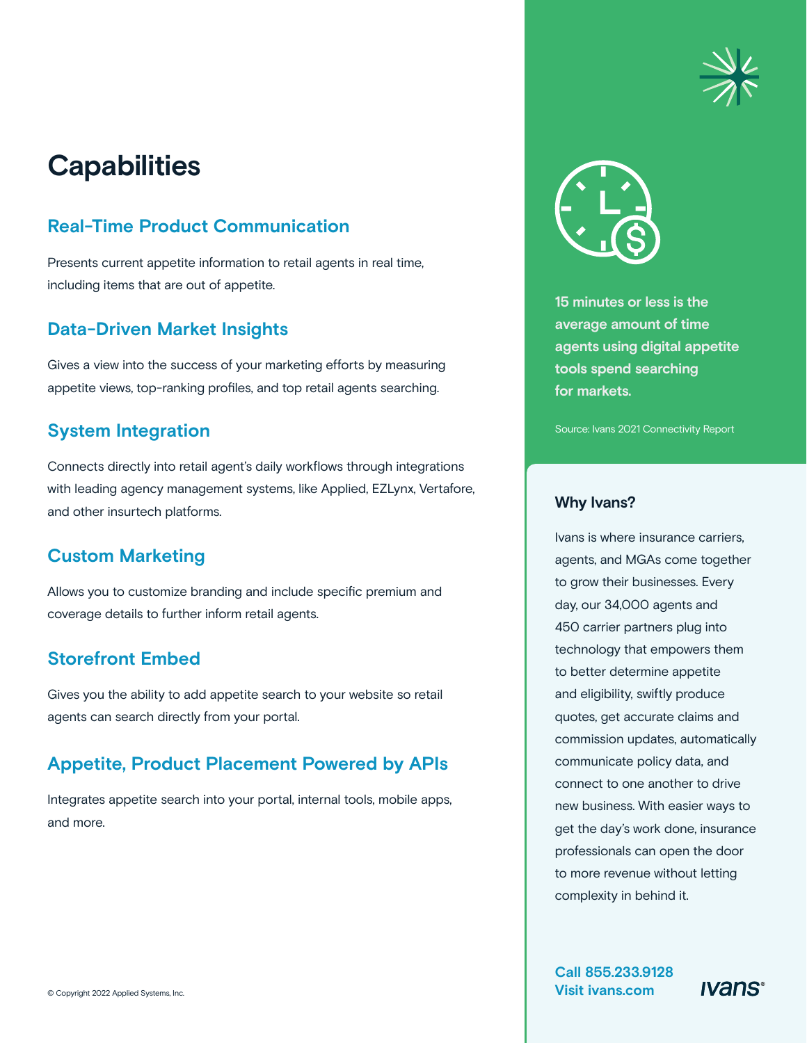# Capabilities

## Real-Time Product Communication

Presents current appetite information to retail agents in real time, including items that are out of appetite.

## Data-Driven Market Insights

Gives a view into the success of your marketing efforts by measuring appetite views, top-ranking profiles, and top retail agents searching.

## System Integration

Connects directly into retail agent's daily workflows through integrations with leading agency management systems, like Applied, EZLynx, Vertafore, and other insurtech platforms.

## Custom Marketing

Allows you to customize branding and include specific premium and coverage details to further inform retail agents.

## Storefront Embed

Gives you the ability to add appetite search to your website so retail agents can search directly from your portal.

## Appetite, Product Placement Powered by APIs

Integrates appetite search into your portal, internal tools, mobile apps, and more.

**15 minutes or less is the average amount of time agents using digital appetite tools spend searching for markets.**

Source: Ivans 2021 Connectivity Report

### Why Ivans?

Ivans is where insurance carriers, agents, and MGAs come together to grow their businesses. Every day, our 34,000 agents and 450 carrier partners plug into technology that empowers them to better determine appetite and eligibility, swiftly produce quotes, get accurate claims and commission updates, automatically communicate policy data, and connect to one another to drive new business. With easier ways to get the day's work done, insurance professionals can open the door to more revenue without letting complexity in behind it.

**Call 855.233.9128**
**Visit ivans.com**

ivans®

© Copyright 2022 Applied Systems, Inc.